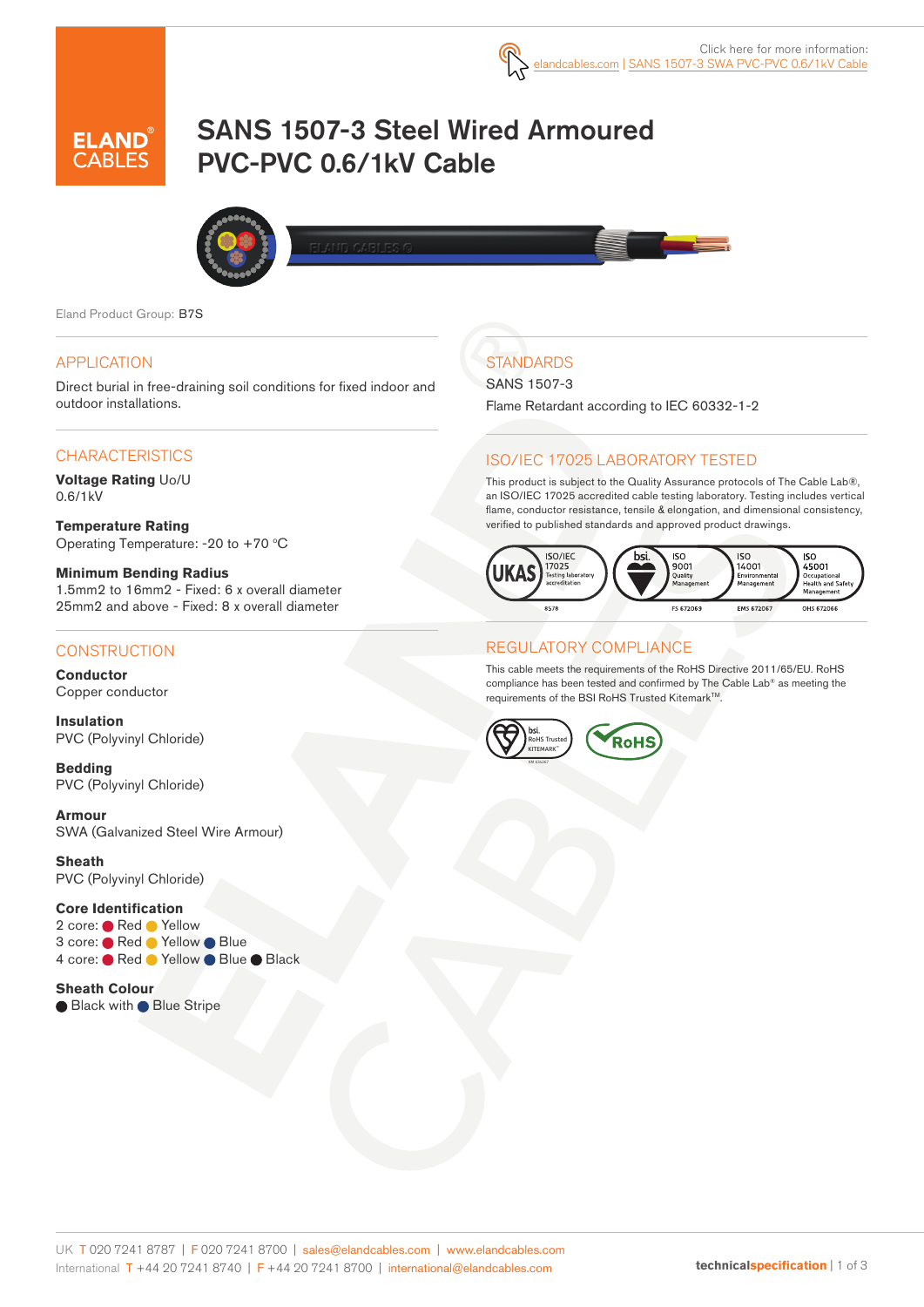Click here for more information: elandcables.com | SANS 1507-3 SWA PVC-PVC 0.6/1kV Cable

# SANS 1507-3 Steel Wired Armoured PVC-PVC 0.6/1kV Cable

Eland Product Group: B7S

## APPLICATION

Direct burial in free-draining soil conditions for fixed indoor and outdoor installations.

## CHARACTERISTICS

**Voltage Rating** Uo/U
0.6/1kV

**Temperature Rating**
Operating Temperature: -20 to +70 °C

**Minimum Bending Radius**
1.5mm2 to 16mm2 - Fixed: 6 x overall diameter
25mm2 and above - Fixed: 8 x overall diameter

## CONSTRUCTION

**Conductor**
Copper conductor

**Insulation**
PVC (Polyvinyl Chloride)

**Bedding**
PVC (Polyvinyl Chloride)

**Armour**
SWA (Galvanized Steel Wire Armour)

**Sheath**
PVC (Polyvinyl Chloride)

**Core Identification**
2 core: Red Yellow
3 core: Red Yellow Blue
4 core: Red Yellow Blue Black

**Sheath Colour**
Black with Blue Stripe

## STANDARDS

SANS 1507-3

Flame Retardant according to IEC 60332-1-2

## ISO/IEC 17025 LABORATORY TESTED

This product is subject to the Quality Assurance protocols of The Cable Lab®, an ISO/IEC 17025 accredited cable testing laboratory. Testing includes vertical flame, conductor resistance, tensile & elongation, and dimensional consistency, verified to published standards and approved product drawings.

UKAS ISO/IEC 17025 Testing laboratory accreditation 8578 | bsi. ISO 9001 Quality Management FS 672069 | ISO 14001 Environmental Management EMS 672067 | ISO 45001 Occupational Health and Safety Management OHS 672066

## REGULATORY COMPLIANCE

This cable meets the requirements of the RoHS Directive 2011/65/EU. RoHS compliance has been tested and confirmed by The Cable Lab® as meeting the requirements of the BSI RoHS Trusted Kitemark™.

bsi. RoHS Trusted KITEMARK™ | RoHS

UK T 020 7241 8787 | F 020 7241 8700 | sales@elandcables.com | www.elandcables.com
International T +44 20 7241 8740 | F +44 20 7241 8700 | international@elandcables.com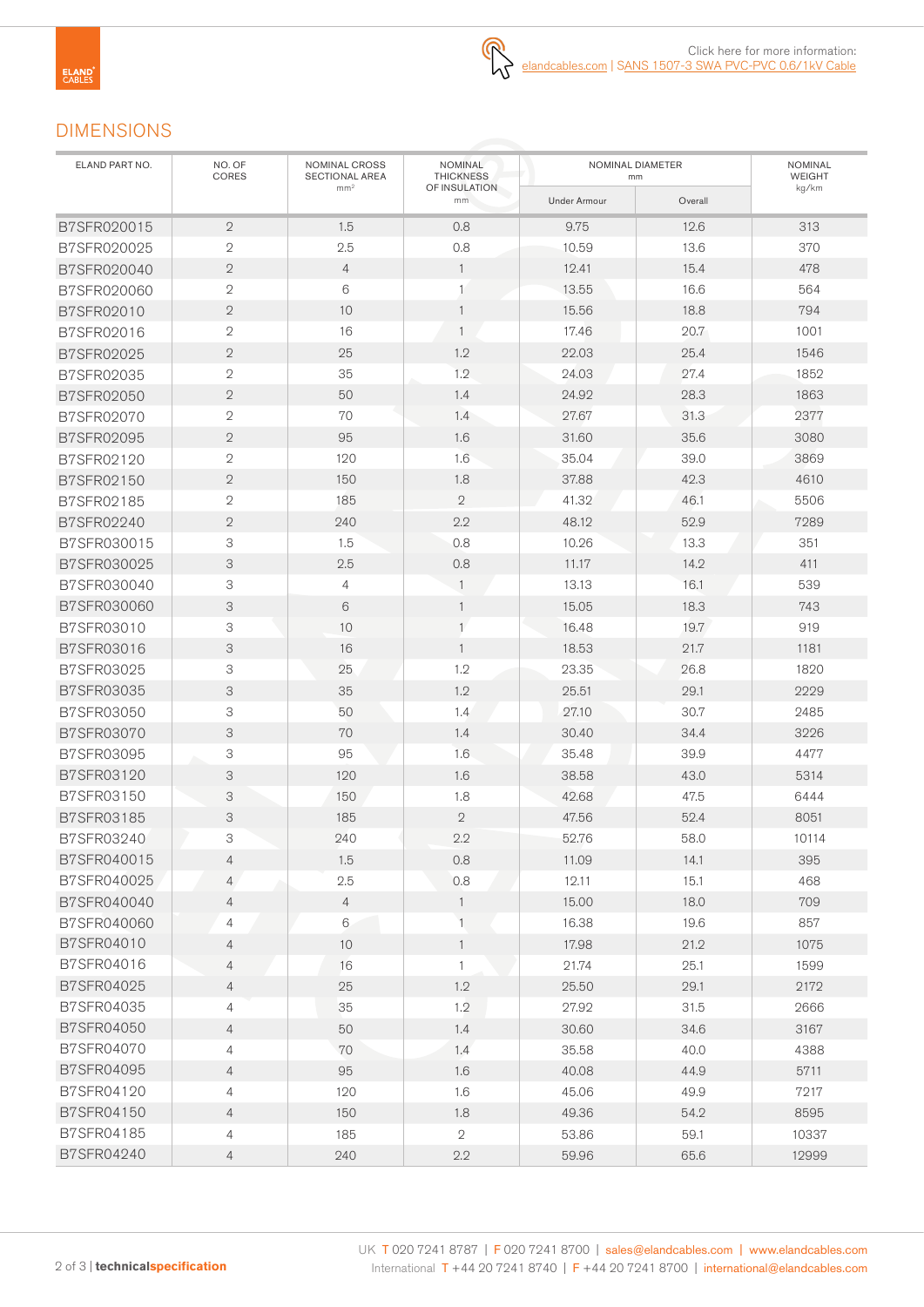Click here for more information:
elandcables.com | SANS 1507-3 SWA PVC-PVC 0.6/1kV Cable

## DIMENSIONS

| ELAND PART NO. | NO. OF CORES | NOMINAL CROSS SECTIONAL AREA mm² | NOMINAL THICKNESS OF INSULATION mm | NOMINAL DIAMETER mm | | NOMINAL WEIGHT kg/km |
|---|---|---|---|---|---|---|
| | | | | Under Armour | Overall | |
| B7SFR020015 | 2 | 1.5 | 0.8 | 9.75 | 12.6 | 313 |
| B7SFR020025 | 2 | 2.5 | 0.8 | 10.59 | 13.6 | 370 |
| B7SFR020040 | 2 | 4 | 1 | 12.41 | 15.4 | 478 |
| B7SFR020060 | 2 | 6 | 1 | 13.55 | 16.6 | 564 |
| B7SFR02010 | 2 | 10 | 1 | 15.56 | 18.8 | 794 |
| B7SFR02016 | 2 | 16 | 1 | 17.46 | 20.7 | 1001 |
| B7SFR02025 | 2 | 25 | 1.2 | 22.03 | 25.4 | 1546 |
| B7SFR02035 | 2 | 35 | 1.2 | 24.03 | 27.4 | 1852 |
| B7SFR02050 | 2 | 50 | 1.4 | 24.92 | 28.3 | 1863 |
| B7SFR02070 | 2 | 70 | 1.4 | 27.67 | 31.3 | 2377 |
| B7SFR02095 | 2 | 95 | 1.6 | 31.60 | 35.6 | 3080 |
| B7SFR02120 | 2 | 120 | 1.6 | 35.04 | 39.0 | 3869 |
| B7SFR02150 | 2 | 150 | 1.8 | 37.88 | 42.3 | 4610 |
| B7SFR02185 | 2 | 185 | 2 | 41.32 | 46.1 | 5506 |
| B7SFR02240 | 2 | 240 | 2.2 | 48.12 | 52.9 | 7289 |
| B7SFR030015 | 3 | 1.5 | 0.8 | 10.26 | 13.3 | 351 |
| B7SFR030025 | 3 | 2.5 | 0.8 | 11.17 | 14.2 | 411 |
| B7SFR030040 | 3 | 4 | 1 | 13.13 | 16.1 | 539 |
| B7SFR030060 | 3 | 6 | 1 | 15.05 | 18.3 | 743 |
| B7SFR03010 | 3 | 10 | 1 | 16.48 | 19.7 | 919 |
| B7SFR03016 | 3 | 16 | 1 | 18.53 | 21.7 | 1181 |
| B7SFR03025 | 3 | 25 | 1.2 | 23.35 | 26.8 | 1820 |
| B7SFR03035 | 3 | 35 | 1.2 | 25.51 | 29.1 | 2229 |
| B7SFR03050 | 3 | 50 | 1.4 | 27.10 | 30.7 | 2485 |
| B7SFR03070 | 3 | 70 | 1.4 | 30.40 | 34.4 | 3226 |
| B7SFR03095 | 3 | 95 | 1.6 | 35.48 | 39.9 | 4477 |
| B7SFR03120 | 3 | 120 | 1.6 | 38.58 | 43.0 | 5314 |
| B7SFR03150 | 3 | 150 | 1.8 | 42.68 | 47.5 | 6444 |
| B7SFR03185 | 3 | 185 | 2 | 47.56 | 52.4 | 8051 |
| B7SFR03240 | 3 | 240 | 2.2 | 52.76 | 58.0 | 10114 |
| B7SFR040015 | 4 | 1.5 | 0.8 | 11.09 | 14.1 | 395 |
| B7SFR040025 | 4 | 2.5 | 0.8 | 12.11 | 15.1 | 468 |
| B7SFR040040 | 4 | 4 | 1 | 15.00 | 18.0 | 709 |
| B7SFR040060 | 4 | 6 | 1 | 16.38 | 19.6 | 857 |
| B7SFR04010 | 4 | 10 | 1 | 17.98 | 21.2 | 1075 |
| B7SFR04016 | 4 | 16 | 1 | 21.74 | 25.1 | 1599 |
| B7SFR04025 | 4 | 25 | 1.2 | 25.50 | 29.1 | 2172 |
| B7SFR04035 | 4 | 35 | 1.2 | 27.92 | 31.5 | 2666 |
| B7SFR04050 | 4 | 50 | 1.4 | 30.60 | 34.6 | 3167 |
| B7SFR04070 | 4 | 70 | 1.4 | 35.58 | 40.0 | 4388 |
| B7SFR04095 | 4 | 95 | 1.6 | 40.08 | 44.9 | 5711 |
| B7SFR04120 | 4 | 120 | 1.6 | 45.06 | 49.9 | 7217 |
| B7SFR04150 | 4 | 150 | 1.8 | 49.36 | 54.2 | 8595 |
| B7SFR04185 | 4 | 185 | 2 | 53.86 | 59.1 | 10337 |
| B7SFR04240 | 4 | 240 | 2.2 | 59.96 | 65.6 | 12999 |

UK T 020 7241 8787 | F 020 7241 8700 | sales@elandcables.com | www.elandcables.com
International T +44 20 7241 8740 | F +44 20 7241 8700 | international@elandcables.com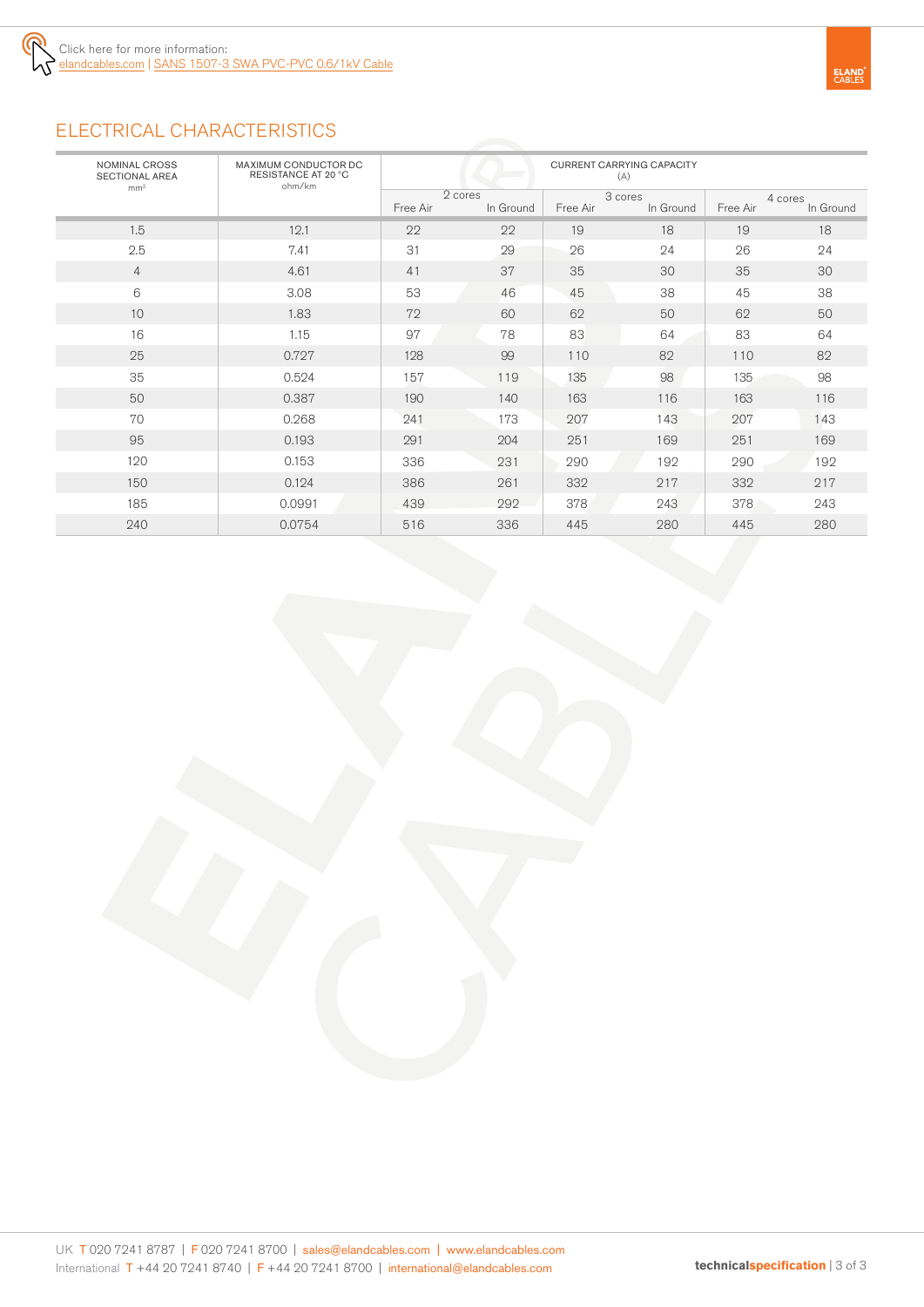Click here for more information:
elandcables.com | SANS 1507-3 SWA PVC-PVC 0.6/1kV Cable

## ELECTRICAL CHARACTERISTICS

| NOMINAL CROSS SECTIONAL AREA $mm^2$ | MAXIMUM CONDUCTOR DC RESISTANCE AT 20 °C ohm/km | CURRENT CARRYING CAPACITY (A) | | | | | |
|---|---|---|---|---|---|---|---|
| | | 2 cores | | 3 cores | | 4 cores | |
| | | Free Air | In Ground | Free Air | In Ground | Free Air | In Ground |
| 1.5 | 12.1 | 22 | 22 | 19 | 18 | 19 | 18 |
| 2.5 | 7.41 | 31 | 29 | 26 | 24 | 26 | 24 |
| 4 | 4.61 | 41 | 37 | 35 | 30 | 35 | 30 |
| 6 | 3.08 | 53 | 46 | 45 | 38 | 45 | 38 |
| 10 | 1.83 | 72 | 60 | 62 | 50 | 62 | 50 |
| 16 | 1.15 | 97 | 78 | 83 | 64 | 83 | 64 |
| 25 | 0.727 | 128 | 99 | 110 | 82 | 110 | 82 |
| 35 | 0.524 | 157 | 119 | 135 | 98 | 135 | 98 |
| 50 | 0.387 | 190 | 140 | 163 | 116 | 163 | 116 |
| 70 | 0.268 | 241 | 173 | 207 | 143 | 207 | 143 |
| 95 | 0.193 | 291 | 204 | 251 | 169 | 251 | 169 |
| 120 | 0.153 | 336 | 231 | 290 | 192 | 290 | 192 |
| 150 | 0.124 | 386 | 261 | 332 | 217 | 332 | 217 |
| 185 | 0.0991 | 439 | 292 | 378 | 243 | 378 | 243 |
| 240 | 0.0754 | 516 | 336 | 445 | 280 | 445 | 280 |

UK T 020 7241 8787 | F 020 7241 8700 | sales@elandcables.com | www.elandcables.com
International T +44 20 7241 8740 | F +44 20 7241 8700 | international@elandcables.com